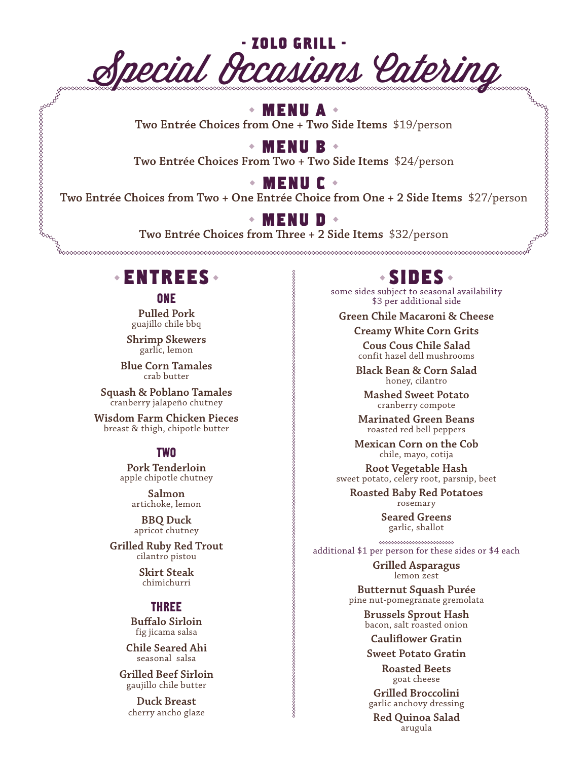- ZOLO GRILL -

# Special Occasions Catering

## MENU A

**Two Entrée Choices from One + Two Side Items** $19/person

## MENU B

**Two Entrée Choices From Two + Two Side Items** $24/person

## MENU C

**Two Entrée Choices from Two + One Entrée Choice from One + 2 Side Items** $27/person

## MENU D

**Two Entrée Choices from Three + 2 Side Items** $32/person

## ENTREES

### ONE

**Pulled Pork**
guajillo chile bbq

**Shrimp Skewers**
garlic, lemon

**Blue Corn Tamales**
crab butter

**Squash & Poblano Tamales**
cranberry jalapeño chutney

**Wisdom Farm Chicken Pieces**
breast & thigh, chipotle butter

### TWO

**Pork Tenderloin**
apple chipotle chutney

**Salmon**
artichoke, lemon

**BBQ Duck**
apricot chutney

**Grilled Ruby Red Trout**
cilantro pistou

**Skirt Steak**
chimichurri

### THREE

**Buffalo Sirloin**
fig jicama salsa

**Chile Seared Ahi**
seasonal salsa

**Grilled Beef Sirloin**
gaujillo chile butter

**Duck Breast**
cherry ancho glaze

## SIDES

some sides subject to seasonal availability
$3 per additional side

**Green Chile Macaroni & Cheese**

**Creamy White Corn Grits**

**Cous Cous Chile Salad**
confit hazel dell mushrooms

**Black Bean & Corn Salad**
honey, cilantro

**Mashed Sweet Potato**
cranberry compote

**Marinated Green Beans**
roasted red bell peppers

**Mexican Corn on the Cob**
chile, mayo, cotija

**Root Vegetable Hash**
sweet potato, celery root, parsnip, beet

**Roasted Baby Red Potatoes**
rosemary

**Seared Greens**
garlic, shallot

additional $1 per person for these sides or $4 each

**Grilled Asparagus**
lemon zest

**Butternut Squash Purée**
pine nut-pomegranate gremolata

**Brussels Sprout Hash**
bacon, salt roasted onion

**Cauliflower Gratin**

**Sweet Potato Gratin**

**Roasted Beets**
goat cheese

**Grilled Broccolini**
garlic anchovy dressing

**Red Quinoa Salad**
arugula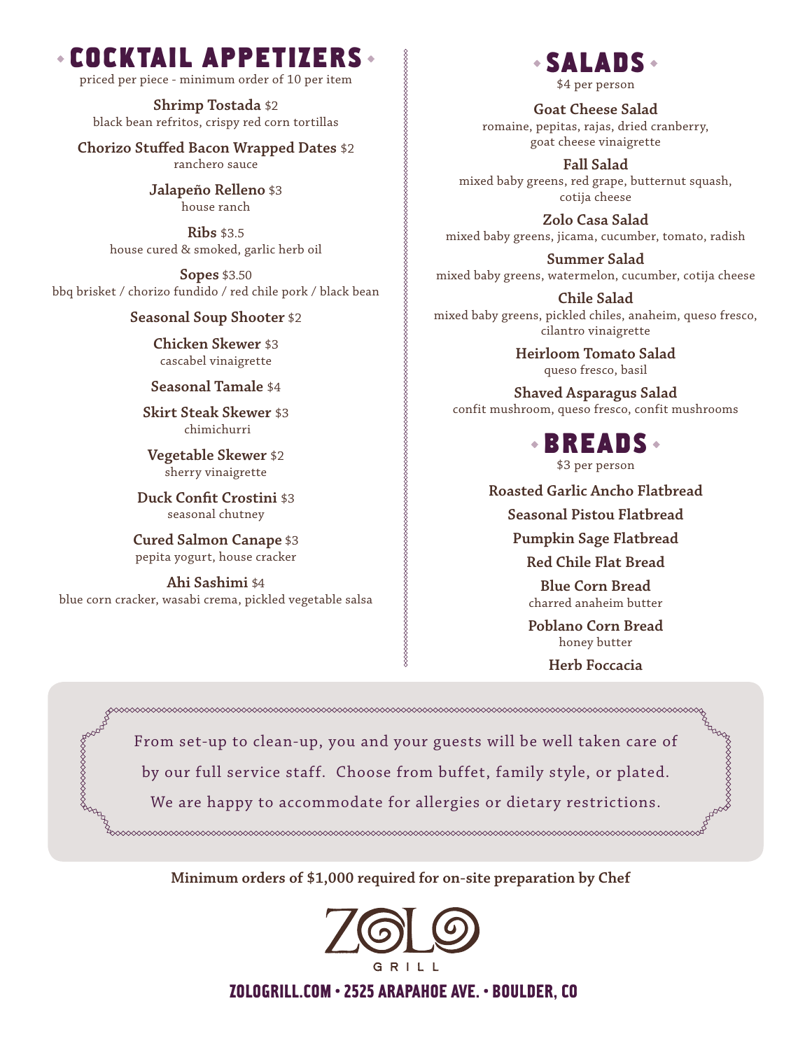## COCKTAIL APPETIZERS

priced per piece - minimum order of 10 per item

**Shrimp Tostada** $2
black bean refritos, crispy red corn tortillas

**Chorizo Stuffed Bacon Wrapped Dates** $2
ranchero sauce

**Jalapeño Relleno** $3
house ranch

**Ribs** $3.5
house cured & smoked, garlic herb oil

**Sopes** $3.50
bbq brisket / chorizo fundido / red chile pork / black bean

**Seasonal Soup Shooter** $2

**Chicken Skewer** $3
cascabel vinaigrette

**Seasonal Tamale** $4

**Skirt Steak Skewer** $3
chimichurri

**Vegetable Skewer** $2
sherry vinaigrette

**Duck Confit Crostini** $3
seasonal chutney

**Cured Salmon Canape** $3
pepita yogurt, house cracker

**Ahi Sashimi** $4
blue corn cracker, wasabi crema, pickled vegetable salsa

## SALADS

$4 per person

**Goat Cheese Salad**
romaine, pepitas, rajas, dried cranberry, goat cheese vinaigrette

**Fall Salad**
mixed baby greens, red grape, butternut squash, cotija cheese

**Zolo Casa Salad**
mixed baby greens, jicama, cucumber, tomato, radish

**Summer Salad**
mixed baby greens, watermelon, cucumber, cotija cheese

**Chile Salad**
mixed baby greens, pickled chiles, anaheim, queso fresco, cilantro vinaigrette

**Heirloom Tomato Salad**
queso fresco, basil

**Shaved Asparagus Salad**
confit mushroom, queso fresco, confit mushrooms

## BREADS

$3 per person

**Roasted Garlic Ancho Flatbread**

**Seasonal Pistou Flatbread**

**Pumpkin Sage Flatbread**

**Red Chile Flat Bread**

**Blue Corn Bread**
charred anaheim butter

**Poblano Corn Bread**
honey butter

**Herb Foccacia**

From set-up to clean-up, you and your guests will be well taken care of by our full service staff. Choose from buffet, family style, or plated. We are happy to accommodate for allergies or dietary restrictions.

**Minimum orders of $1,000 required for on-site preparation by Chef**

ZOLO GRILL

ZOLOGRILL.COM • 2525 ARAPAHOE AVE. • BOULDER, CO